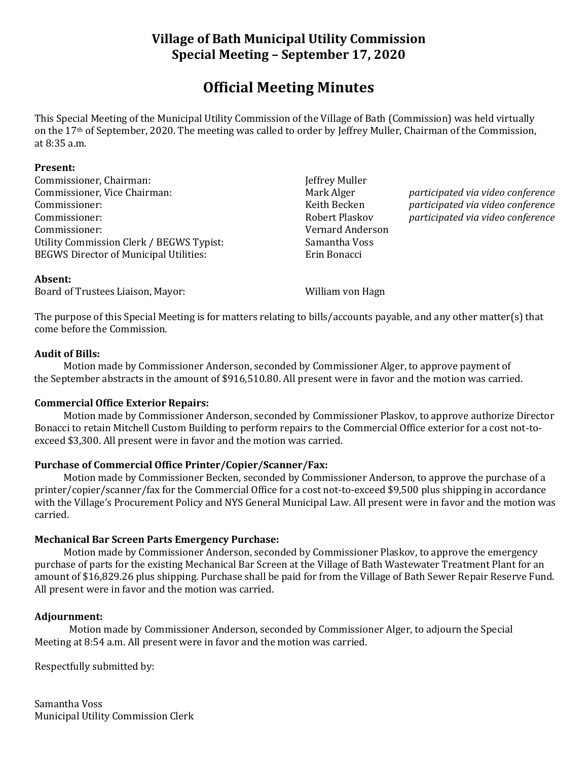# Village of Bath Municipal Utility Commission
## Special Meeting – September 17, 2020

# Official Meeting Minutes

This Special Meeting of the Municipal Utility Commission of the Village of Bath (Commission) was held virtually on the 17th of September, 2020. The meeting was called to order by Jeffrey Muller, Chairman of the Commission, at 8:35 a.m.

**Present:**

| | | |
|---|---|---|
| Commissioner, Chairman: | Jeffrey Muller | |
| Commissioner, Vice Chairman: | Mark Alger | *participated via video conference* |
| Commissioner: | Keith Becken | *participated via video conference* |
| Commissioner: | Robert Plaskov | *participated via video conference* |
| Commissioner: | Vernard Anderson | |
| Utility Commission Clerk / BEGWS Typist: | Samantha Voss | |
| BEGWS Director of Municipal Utilities: | Erin Bonacci | |

**Absent:**

| | |
|---|---|
| Board of Trustees Liaison, Mayor: | William von Hagn |

The purpose of this Special Meeting is for matters relating to bills/accounts payable, and any other matter(s) that come before the Commission.

**Audit of Bills:**

Motion made by Commissioner Anderson, seconded by Commissioner Alger, to approve payment of the September abstracts in the amount of $916,510.80. All present were in favor and the motion was carried.

**Commercial Office Exterior Repairs:**

Motion made by Commissioner Anderson, seconded by Commissioner Plaskov, to approve authorize Director Bonacci to retain Mitchell Custom Building to perform repairs to the Commercial Office exterior for a cost not-to-exceed $3,300. All present were in favor and the motion was carried.

**Purchase of Commercial Office Printer/Copier/Scanner/Fax:**

Motion made by Commissioner Becken, seconded by Commissioner Anderson, to approve the purchase of a printer/copier/scanner/fax for the Commercial Office for a cost not-to-exceed $9,500 plus shipping in accordance with the Village's Procurement Policy and NYS General Municipal Law. All present were in favor and the motion was carried.

**Mechanical Bar Screen Parts Emergency Purchase:**

Motion made by Commissioner Anderson, seconded by Commissioner Plaskov, to approve the emergency purchase of parts for the existing Mechanical Bar Screen at the Village of Bath Wastewater Treatment Plant for an amount of $16,829.26 plus shipping. Purchase shall be paid for from the Village of Bath Sewer Repair Reserve Fund. All present were in favor and the motion was carried.

**Adjournment:**

Motion made by Commissioner Anderson, seconded by Commissioner Alger, to adjourn the Special Meeting at 8:54 a.m. All present were in favor and the motion was carried.

Respectfully submitted by:

Samantha Voss
Municipal Utility Commission Clerk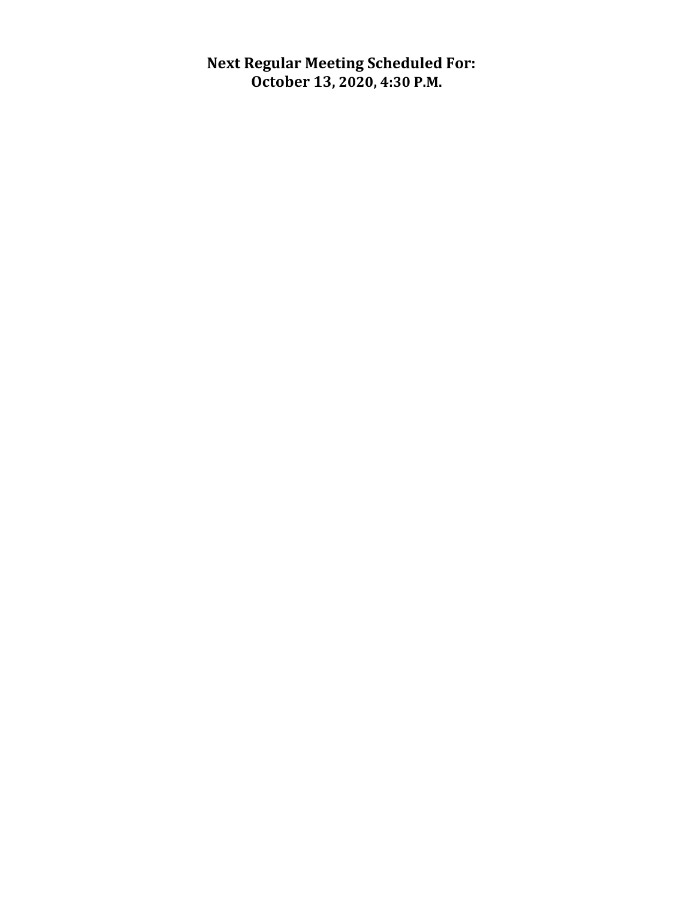**Next Regular Meeting Scheduled For:**
**October 13, 2020, 4:30 P.M.**